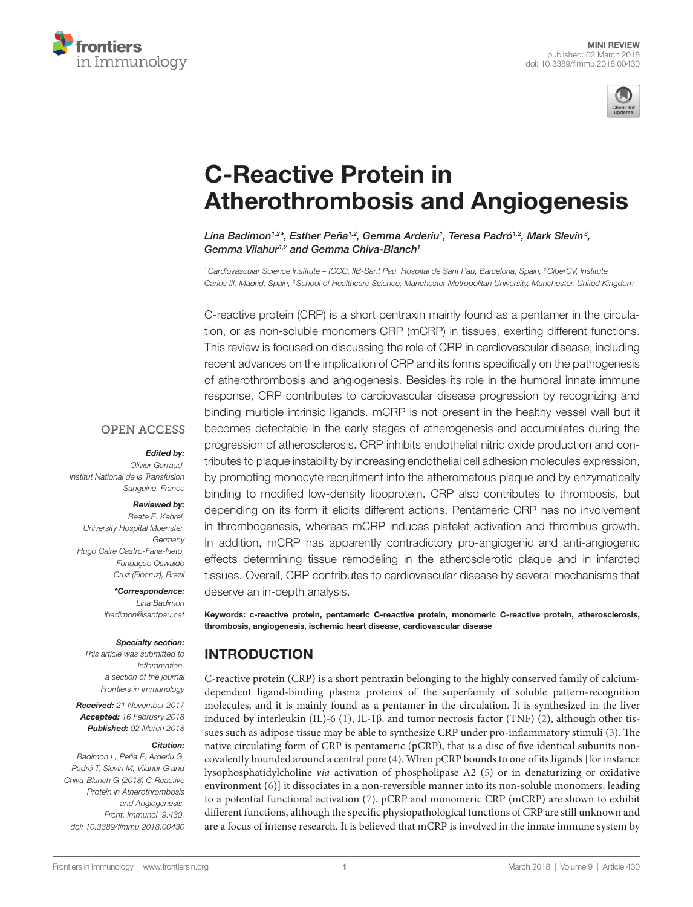MINI REVIEW
published: 02 March 2018
doi: 10.3389/fimmu.2018.00430

# C-Reactive Protein in Atherothrombosis and Angiogenesis

*Lina Badimon[1,2]\*, Esther Peña[1,2], Gemma Arderiu[1], Teresa Padró[1,2], Mark Slevin[3], Gemma Vilahur[1,2] and Gemma Chiva-Blanch[1]*

[1] Cardiovascular Science Institute – ICCC, IIB-Sant Pau, Hospital de Sant Pau, Barcelona, Spain, [2] CiberCV, Institute Carlos III, Madrid, Spain, [3] School of Healthcare Science, Manchester Metropolitan University, Manchester, United Kingdom

C-reactive protein (CRP) is a short pentraxin mainly found as a pentamer in the circulation, or as non-soluble monomers CRP (mCRP) in tissues, exerting different functions. This review is focused on discussing the role of CRP in cardiovascular disease, including recent advances on the implication of CRP and its forms specifically on the pathogenesis of atherothrombosis and angiogenesis. Besides its role in the humoral innate immune response, CRP contributes to cardiovascular disease progression by recognizing and binding multiple intrinsic ligands. mCRP is not present in the healthy vessel wall but it becomes detectable in the early stages of atherogenesis and accumulates during the progression of atherosclerosis. CRP inhibits endothelial nitric oxide production and contributes to plaque instability by increasing endothelial cell adhesion molecules expression, by promoting monocyte recruitment into the atheromatous plaque and by enzymatically binding to modified low-density lipoprotein. CRP also contributes to thrombosis, but depending on its form it elicits different actions. Pentameric CRP has no involvement in thrombogenesis, whereas mCRP induces platelet activation and thrombus growth. In addition, mCRP has apparently contradictory pro-angiogenic and anti-angiogenic effects determining tissue remodeling in the atherosclerotic plaque and in infarcted tissues. Overall, CRP contributes to cardiovascular disease by several mechanisms that deserve an in-depth analysis.

**Keywords: c-reactive protein, pentameric C-reactive protein, monomeric C-reactive protein, atherosclerosis, thrombosis, angiogenesis, ischemic heart disease, cardiovascular disease**

OPEN ACCESS

***Edited by:***
Olivier Garraud, Institut National de la Transfusion Sanguine, France

***Reviewed by:***
Beate E. Kehrel, University Hospital Muenster, Germany
Hugo Caire Castro-Faria-Neto, Fundação Oswaldo Cruz (Fiocruz), Brazil

***\*Correspondence:***
Lina Badimon
lbadimon@santpau.cat

***Specialty section:***
This article was submitted to Inflammation, a section of the journal Frontiers in Immunology

***Received:*** 21 November 2017
***Accepted:*** 16 February 2018
***Published:*** 02 March 2018

***Citation:***
Badimon L, Peña E, Arderiu G, Padró T, Slevin M, Vilahur G and Chiva-Blanch G (2018) C-Reactive Protein in Atherothrombosis and Angiogenesis. Front. Immunol. 9:430. doi: 10.3389/fimmu.2018.00430

## INTRODUCTION

C-reactive protein (CRP) is a short pentraxin belonging to the highly conserved family of calcium-dependent ligand-binding plasma proteins of the superfamily of soluble pattern-recognition molecules, and it is mainly found as a pentamer in the circulation. It is synthesized in the liver induced by interleukin (IL)-6 (1), IL-1β, and tumor necrosis factor (TNF) (2), although other tissues such as adipose tissue may be able to synthesize CRP under pro-inflammatory stimuli (3). The native circulating form of CRP is pentameric (pCRP), that is a disc of five identical subunits non-covalently bounded around a central pore (4). When pCRP bounds to one of its ligands [for instance lysophosphatidylcholine *via* activation of phospholipase A2 (5) or in denaturizing or oxidative environment (6)] it dissociates in a non-reversible manner into its non-soluble monomers, leading to a potential functional activation (7). pCRP and monomeric CRP (mCRP) are shown to exhibit different functions, although the specific physiopathological functions of CRP are still unknown and are a focus of intense research. It is believed that mCRP is involved in the innate immune system by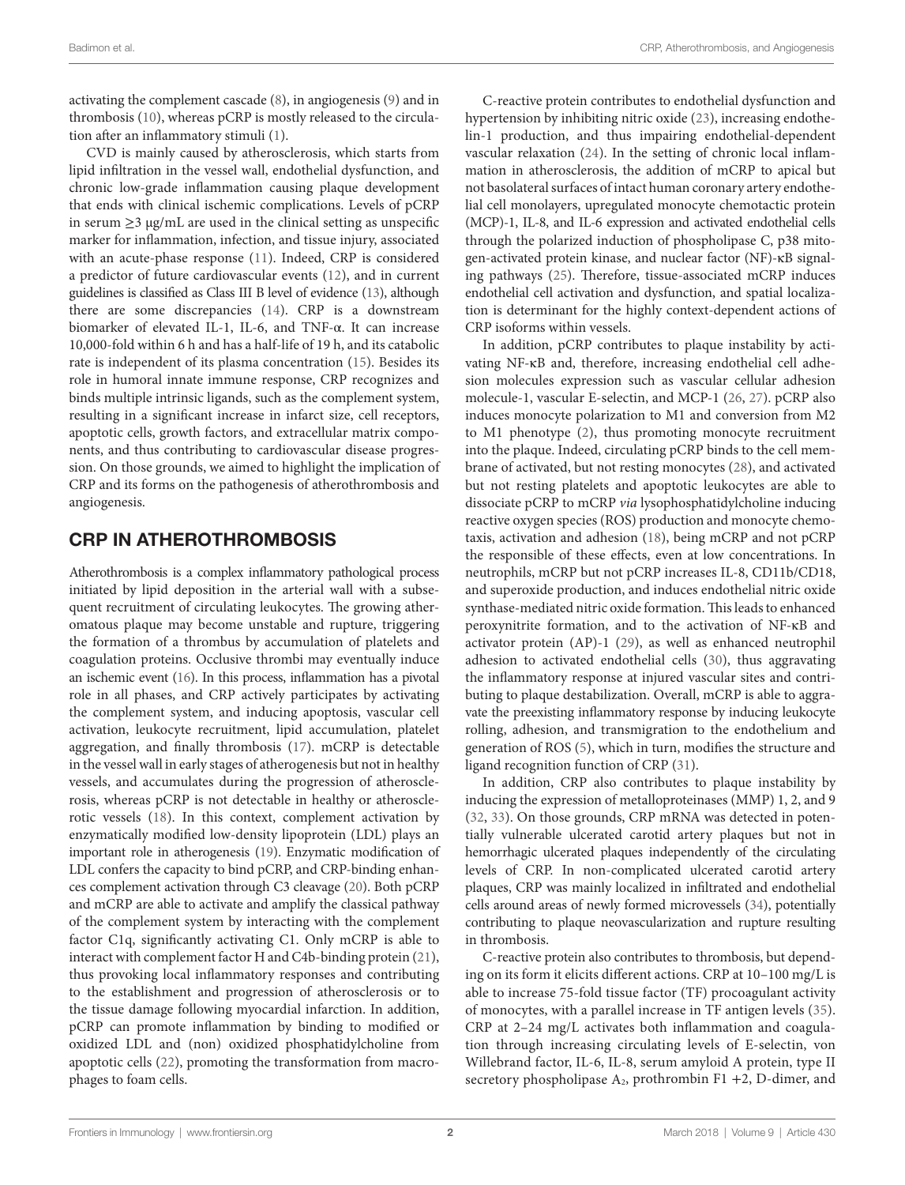activating the complement cascade (8), in angiogenesis (9) and in thrombosis (10), whereas pCRP is mostly released to the circulation after an inflammatory stimuli (1).

CVD is mainly caused by atherosclerosis, which starts from lipid infiltration in the vessel wall, endothelial dysfunction, and chronic low-grade inflammation causing plaque development that ends with clinical ischemic complications. Levels of pCRP in serum ≥3 μg/mL are used in the clinical setting as unspecific marker for inflammation, infection, and tissue injury, associated with an acute-phase response (11). Indeed, CRP is considered a predictor of future cardiovascular events (12), and in current guidelines is classified as Class III B level of evidence (13), although there are some discrepancies (14). CRP is a downstream biomarker of elevated IL-1, IL-6, and TNF-α. It can increase 10,000-fold within 6 h and has a half-life of 19 h, and its catabolic rate is independent of its plasma concentration (15). Besides its role in humoral innate immune response, CRP recognizes and binds multiple intrinsic ligands, such as the complement system, resulting in a significant increase in infarct size, cell receptors, apoptotic cells, growth factors, and extracellular matrix components, and thus contributing to cardiovascular disease progression. On those grounds, we aimed to highlight the implication of CRP and its forms on the pathogenesis of atherothrombosis and angiogenesis.

## CRP IN ATHEROTHROMBOSIS

Atherothrombosis is a complex inflammatory pathological process initiated by lipid deposition in the arterial wall with a subsequent recruitment of circulating leukocytes. The growing atheromatous plaque may become unstable and rupture, triggering the formation of a thrombus by accumulation of platelets and coagulation proteins. Occlusive thrombi may eventually induce an ischemic event (16). In this process, inflammation has a pivotal role in all phases, and CRP actively participates by activating the complement system, and inducing apoptosis, vascular cell activation, leukocyte recruitment, lipid accumulation, platelet aggregation, and finally thrombosis (17). mCRP is detectable in the vessel wall in early stages of atherogenesis but not in healthy vessels, and accumulates during the progression of atherosclerosis, whereas pCRP is not detectable in healthy or atherosclerotic vessels (18). In this context, complement activation by enzymatically modified low-density lipoprotein (LDL) plays an important role in atherogenesis (19). Enzymatic modification of LDL confers the capacity to bind pCRP, and CRP-binding enhances complement activation through C3 cleavage (20). Both pCRP and mCRP are able to activate and amplify the classical pathway of the complement system by interacting with the complement factor C1q, significantly activating C1. Only mCRP is able to interact with complement factor H and C4b-binding protein (21), thus provoking local inflammatory responses and contributing to the establishment and progression of atherosclerosis or to the tissue damage following myocardial infarction. In addition, pCRP can promote inflammation by binding to modified or oxidized LDL and (non) oxidized phosphatidylcholine from apoptotic cells (22), promoting the transformation from macrophages to foam cells.

C-reactive protein contributes to endothelial dysfunction and hypertension by inhibiting nitric oxide (23), increasing endothelin-1 production, and thus impairing endothelial-dependent vascular relaxation (24). In the setting of chronic local inflammation in atherosclerosis, the addition of mCRP to apical but not basolateral surfaces of intact human coronary artery endothelial cell monolayers, upregulated monocyte chemotactic protein (MCP)-1, IL-8, and IL-6 expression and activated endothelial cells through the polarized induction of phospholipase C, p38 mitogen-activated protein kinase, and nuclear factor (NF)-κB signaling pathways (25). Therefore, tissue-associated mCRP induces endothelial cell activation and dysfunction, and spatial localization is determinant for the highly context-dependent actions of CRP isoforms within vessels.

In addition, pCRP contributes to plaque instability by activating NF-κB and, therefore, increasing endothelial cell adhesion molecules expression such as vascular cellular adhesion molecule-1, vascular E-selectin, and MCP-1 (26, 27). pCRP also induces monocyte polarization to M1 and conversion from M2 to M1 phenotype (2), thus promoting monocyte recruitment into the plaque. Indeed, circulating pCRP binds to the cell membrane of activated, but not resting monocytes (28), and activated but not resting platelets and apoptotic leukocytes are able to dissociate pCRP to mCRP *via* lysophosphatidylcholine inducing reactive oxygen species (ROS) production and monocyte chemotaxis, activation and adhesion (18), being mCRP and not pCRP the responsible of these effects, even at low concentrations. In neutrophils, mCRP but not pCRP increases IL-8, CD11b/CD18, and superoxide production, and induces endothelial nitric oxide synthase-mediated nitric oxide formation. This leads to enhanced peroxynitrite formation, and to the activation of NF-κB and activator protein (AP)-1 (29), as well as enhanced neutrophil adhesion to activated endothelial cells (30), thus aggravating the inflammatory response at injured vascular sites and contributing to plaque destabilization. Overall, mCRP is able to aggravate the preexisting inflammatory response by inducing leukocyte rolling, adhesion, and transmigration to the endothelium and generation of ROS (5), which in turn, modifies the structure and ligand recognition function of CRP (31).

In addition, CRP also contributes to plaque instability by inducing the expression of metalloproteinases (MMP) 1, 2, and 9 (32, 33). On those grounds, CRP mRNA was detected in potentially vulnerable ulcerated carotid artery plaques but not in hemorrhagic ulcerated plaques independently of the circulating levels of CRP. In non-complicated ulcerated carotid artery plaques, CRP was mainly localized in infiltrated and endothelial cells around areas of newly formed microvessels (34), potentially contributing to plaque neovascularization and rupture resulting in thrombosis.

C-reactive protein also contributes to thrombosis, but depending on its form it elicits different actions. CRP at 10–100 mg/L is able to increase 75-fold tissue factor (TF) procoagulant activity of monocytes, with a parallel increase in TF antigen levels (35). CRP at 2–24 mg/L activates both inflammation and coagulation through increasing circulating levels of E-selectin, von Willebrand factor, IL-6, IL-8, serum amyloid A protein, type II secretory phospholipase $A_2$, prothrombin F1 +2, D-dimer, and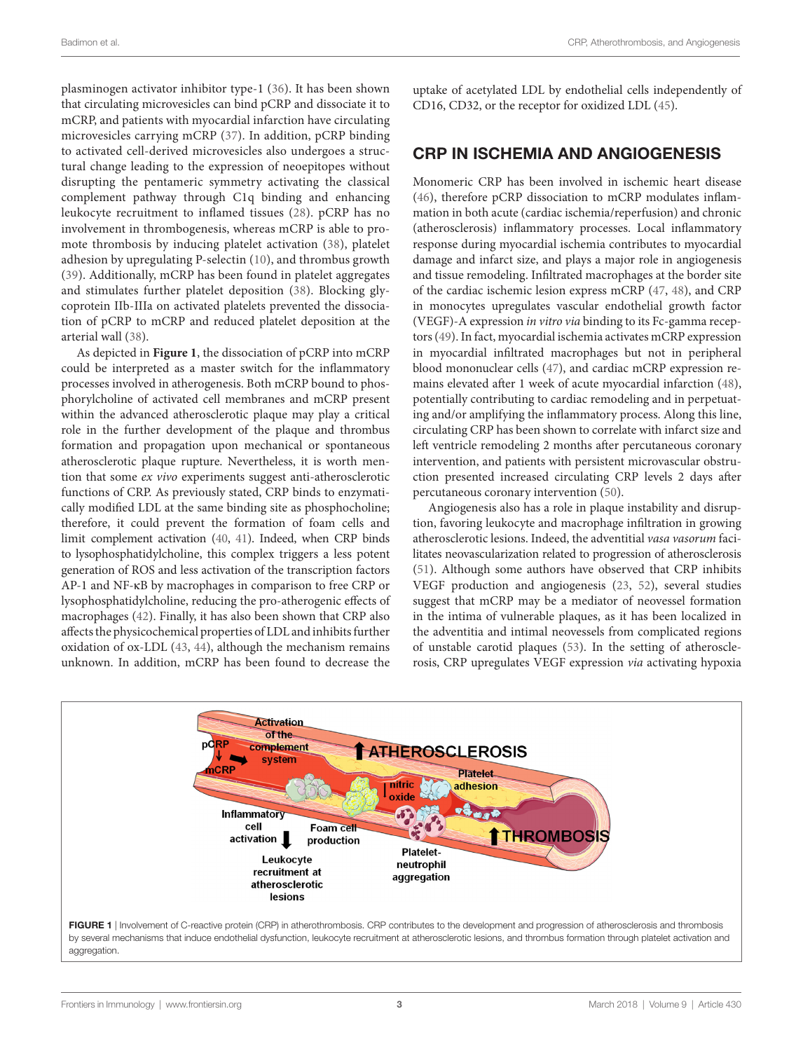plasminogen activator inhibitor type-1 (36). It has been shown that circulating microvesicles can bind pCRP and dissociate it to mCRP, and patients with myocardial infarction have circulating microvesicles carrying mCRP (37). In addition, pCRP binding to activated cell-derived microvesicles also undergoes a structural change leading to the expression of neoepitopes without disrupting the pentameric symmetry activating the classical complement pathway through C1q binding and enhancing leukocyte recruitment to inflamed tissues (28). pCRP has no involvement in thrombogenesis, whereas mCRP is able to promote thrombosis by inducing platelet activation (38), platelet adhesion by upregulating P-selectin (10), and thrombus growth (39). Additionally, mCRP has been found in platelet aggregates and stimulates further platelet deposition (38). Blocking glycoprotein IIb-IIIa on activated platelets prevented the dissociation of pCRP to mCRP and reduced platelet deposition at the arterial wall (38).

As depicted in **Figure 1**, the dissociation of pCRP into mCRP could be interpreted as a master switch for the inflammatory processes involved in atherogenesis. Both mCRP bound to phosphorylcholine of activated cell membranes and mCRP present within the advanced atherosclerotic plaque may play a critical role in the further development of the plaque and thrombus formation and propagation upon mechanical or spontaneous atherosclerotic plaque rupture. Nevertheless, it is worth mention that some *ex vivo* experiments suggest anti-atherosclerotic functions of CRP. As previously stated, CRP binds to enzymatically modified LDL at the same binding site as phosphocholine; therefore, it could prevent the formation of foam cells and limit complement activation (40, 41). Indeed, when CRP binds to lysophosphatidylcholine, this complex triggers a less potent generation of ROS and less activation of the transcription factors AP-1 and NF-κB by macrophages in comparison to free CRP or lysophosphatidylcholine, reducing the pro-atherogenic effects of macrophages (42). Finally, it has also been shown that CRP also affects the physicochemical properties of LDL and inhibits further oxidation of ox-LDL (43, 44), although the mechanism remains unknown. In addition, mCRP has been found to decrease the uptake of acetylated LDL by endothelial cells independently of CD16, CD32, or the receptor for oxidized LDL (45).

## CRP IN ISCHEMIA AND ANGIOGENESIS

Monomeric CRP has been involved in ischemic heart disease (46), therefore pCRP dissociation to mCRP modulates inflammation in both acute (cardiac ischemia/reperfusion) and chronic (atherosclerosis) inflammatory processes. Local inflammatory response during myocardial ischemia contributes to myocardial damage and infarct size, and plays a major role in angiogenesis and tissue remodeling. Infiltrated macrophages at the border site of the cardiac ischemic lesion express mCRP (47, 48), and CRP in monocytes upregulates vascular endothelial growth factor (VEGF)-A expression *in vitro via* binding to its Fc-gamma receptors (49). In fact, myocardial ischemia activates mCRP expression in myocardial infiltrated macrophages but not in peripheral blood mononuclear cells (47), and cardiac mCRP expression remains elevated after 1 week of acute myocardial infarction (48), potentially contributing to cardiac remodeling and in perpetuating and/or amplifying the inflammatory process. Along this line, circulating CRP has been shown to correlate with infarct size and left ventricle remodeling 2 months after percutaneous coronary intervention, and patients with persistent microvascular obstruction presented increased circulating CRP levels 2 days after percutaneous coronary intervention (50).

Angiogenesis also has a role in plaque instability and disruption, favoring leukocyte and macrophage infiltration in growing atherosclerotic lesions. Indeed, the adventitial *vasa vasorum* facilitates neovascularization related to progression of atherosclerosis (51). Although some authors have observed that CRP inhibits VEGF production and angiogenesis (23, 52), several studies suggest that mCRP may be a mediator of neovessel formation in the intima of vulnerable plaques, as it has been localized in the adventitia and intimal neovessels from complicated regions of unstable carotid plaques (53). In the setting of atherosclerosis, CRP upregulates VEGF expression *via* activating hypoxia

**FIGURE 1** | Involvement of C-reactive protein (CRP) in atherothrombosis. CRP contributes to the development and progression of atherosclerosis and thrombosis by several mechanisms that induce endothelial dysfunction, leukocyte recruitment at atherosclerotic lesions, and thrombus formation through platelet activation and aggregation.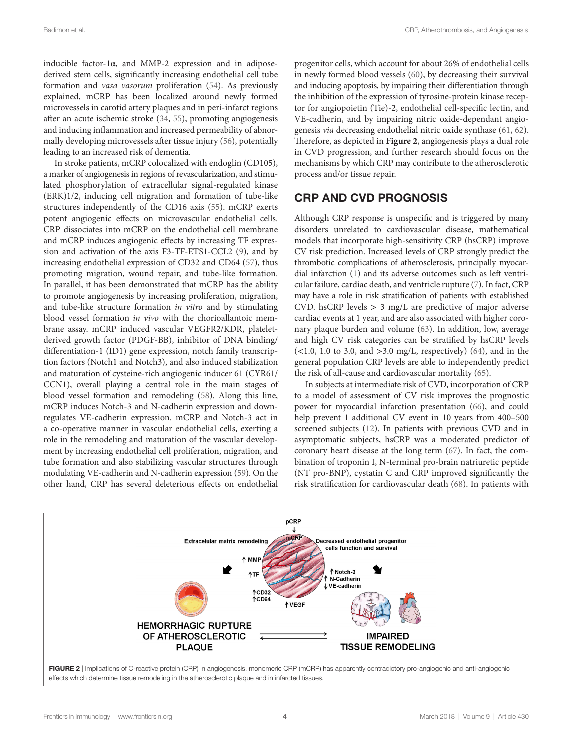inducible factor-1α, and MMP-2 expression and in adipose-derived stem cells, significantly increasing endothelial cell tube formation and *vasa vasorum* proliferation (54). As previously explained, mCRP has been localized around newly formed microvessels in carotid artery plaques and in peri-infarct regions after an acute ischemic stroke (34, 55), promoting angiogenesis and inducing inflammation and increased permeability of abnormally developing microvessels after tissue injury (56), potentially leading to an increased risk of dementia.

In stroke patients, mCRP colocalized with endoglin (CD105), a marker of angiogenesis in regions of revascularization, and stimulated phosphorylation of extracellular signal-regulated kinase (ERK)1/2, inducing cell migration and formation of tube-like structures independently of the CD16 axis (55). mCRP exerts potent angiogenic effects on microvascular endothelial cells. CRP dissociates into mCRP on the endothelial cell membrane and mCRP induces angiogenic effects by increasing TF expression and activation of the axis F3-TF-ETS1-CCL2 (9), and by increasing endothelial expression of CD32 and CD64 (57), thus promoting migration, wound repair, and tube-like formation. In parallel, it has been demonstrated that mCRP has the ability to promote angiogenesis by increasing proliferation, migration, and tube-like structure formation *in vitro* and by stimulating blood vessel formation *in vivo* with the chorioallantoic membrane assay. mCRP induced vascular VEGFR2/KDR, platelet-derived growth factor (PDGF-BB), inhibitor of DNA binding/differentiation-1 (ID1) gene expression, notch family transcription factors (Notch1 and Notch3), and also induced stabilization and maturation of cysteine-rich angiogenic inducer 61 (CYR61/CCN1), overall playing a central role in the main stages of blood vessel formation and remodeling (58). Along this line, mCRP induces Notch-3 and N-cadherin expression and downregulates VE-cadherin expression. mCRP and Notch-3 act in a co-operative manner in vascular endothelial cells, exerting a role in the remodeling and maturation of the vascular development by increasing endothelial cell proliferation, migration, and tube formation and also stabilizing vascular structures through modulating VE-cadherin and N-cadherin expression (59). On the other hand, CRP has several deleterious effects on endothelial progenitor cells, which account for about 26% of endothelial cells in newly formed blood vessels (60), by decreasing their survival and inducing apoptosis, by impairing their differentiation through the inhibition of the expression of tyrosine-protein kinase receptor for angiopoietin (Tie)-2, endothelial cell-specific lectin, and VE-cadherin, and by impairing nitric oxide-dependant angiogenesis *via* decreasing endothelial nitric oxide synthase (61, 62). Therefore, as depicted in **Figure 2**, angiogenesis plays a dual role in CVD progression, and further research should focus on the mechanisms by which CRP may contribute to the atherosclerotic process and/or tissue repair.

## CRP AND CVD PROGNOSIS

Although CRP response is unspecific and is triggered by many disorders unrelated to cardiovascular disease, mathematical models that incorporate high-sensitivity CRP (hsCRP) improve CV risk prediction. Increased levels of CRP strongly predict the thrombotic complications of atherosclerosis, principally myocardial infarction (1) and its adverse outcomes such as left ventricular failure, cardiac death, and ventricle rupture (7). In fact, CRP may have a role in risk stratification of patients with established CVD. hsCRP levels > 3 mg/L are predictive of major adverse cardiac events at 1 year, and are also associated with higher coronary plaque burden and volume (63). In addition, low, average and high CV risk categories can be stratified by hsCRP levels (<1.0, 1.0 to 3.0, and >3.0 mg/L, respectively) (64), and in the general population CRP levels are able to independently predict the risk of all-cause and cardiovascular mortality (65).

In subjects at intermediate risk of CVD, incorporation of CRP to a model of assessment of CV risk improves the prognostic power for myocardial infarction presentation (66), and could help prevent 1 additional CV event in 10 years from 400–500 screened subjects (12). In patients with previous CVD and in asymptomatic subjects, hsCRP was a moderated predictor of coronary heart disease at the long term (67). In fact, the combination of troponin I, N-terminal pro-brain natriuretic peptide (NT pro-BNP), cystatin C and CRP improved significantly the risk stratification for cardiovascular death (68). In patients with

**FIGURE 2** | Implications of C-reactive protein (CRP) in angiogenesis. monomeric CRP (mCRP) has apparently contradictory pro-angiogenic and anti-angiogenic effects which determine tissue remodeling in the atherosclerotic plaque and in infarcted tissues.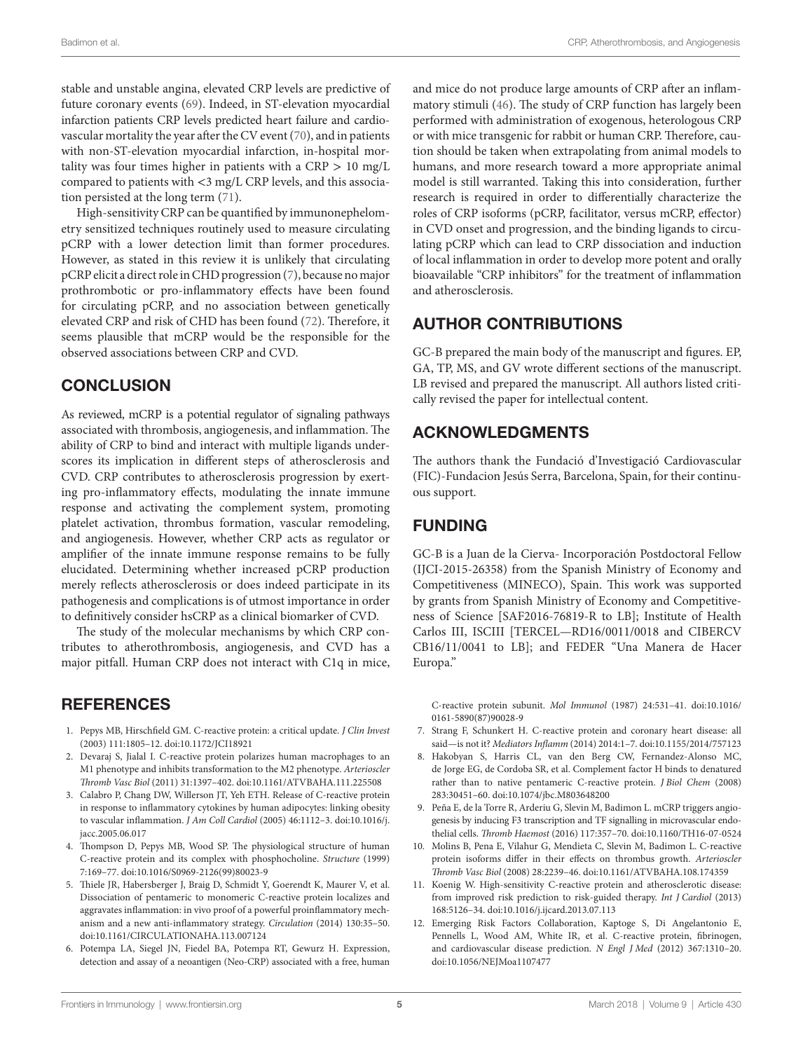stable and unstable angina, elevated CRP levels are predictive of future coronary events (69). Indeed, in ST-elevation myocardial infarction patients CRP levels predicted heart failure and cardiovascular mortality the year after the CV event (70), and in patients with non-ST-elevation myocardial infarction, in-hospital mortality was four times higher in patients with a CRP > 10 mg/L compared to patients with <3 mg/L CRP levels, and this association persisted at the long term (71).

High-sensitivity CRP can be quantified by immunonephelometry sensitized techniques routinely used to measure circulating pCRP with a lower detection limit than former procedures. However, as stated in this review it is unlikely that circulating pCRP elicit a direct role in CHD progression (7), because no major prothrombotic or pro-inflammatory effects have been found for circulating pCRP, and no association between genetically elevated CRP and risk of CHD has been found (72). Therefore, it seems plausible that mCRP would be the responsible for the observed associations between CRP and CVD.

## CONCLUSION

As reviewed, mCRP is a potential regulator of signaling pathways associated with thrombosis, angiogenesis, and inflammation. The ability of CRP to bind and interact with multiple ligands underscores its implication in different steps of atherosclerosis and CVD. CRP contributes to atherosclerosis progression by exerting pro-inflammatory effects, modulating the innate immune response and activating the complement system, promoting platelet activation, thrombus formation, vascular remodeling, and angiogenesis. However, whether CRP acts as regulator or amplifier of the innate immune response remains to be fully elucidated. Determining whether increased pCRP production merely reflects atherosclerosis or does indeed participate in its pathogenesis and complications is of utmost importance in order to definitively consider hsCRP as a clinical biomarker of CVD.

The study of the molecular mechanisms by which CRP contributes to atherothrombosis, angiogenesis, and CVD has a major pitfall. Human CRP does not interact with C1q in mice, and mice do not produce large amounts of CRP after an inflammatory stimuli (46). The study of CRP function has largely been performed with administration of exogenous, heterologous CRP or with mice transgenic for rabbit or human CRP. Therefore, caution should be taken when extrapolating from animal models to humans, and more research toward a more appropriate animal model is still warranted. Taking this into consideration, further research is required in order to differentially characterize the roles of CRP isoforms (pCRP, facilitator, versus mCRP, effector) in CVD onset and progression, and the binding ligands to circulating pCRP which can lead to CRP dissociation and induction of local inflammation in order to develop more potent and orally bioavailable "CRP inhibitors" for the treatment of inflammation and atherosclerosis.

## AUTHOR CONTRIBUTIONS

GC-B prepared the main body of the manuscript and figures. EP, GA, TP, MS, and GV wrote different sections of the manuscript. LB revised and prepared the manuscript. All authors listed critically revised the paper for intellectual content.

## ACKNOWLEDGMENTS

The authors thank the Fundació d'Investigació Cardiovascular (FIC)-Fundacion Jesús Serra, Barcelona, Spain, for their continuous support.

## FUNDING

GC-B is a Juan de la Cierva- Incorporación Postdoctoral Fellow (IJCI-2015-26358) from the Spanish Ministry of Economy and Competitiveness (MINECO), Spain. This work was supported by grants from Spanish Ministry of Economy and Competitiveness of Science [SAF2016-76819-R to LB]; Institute of Health Carlos III, ISCIII [TERCEL—RD16/0011/0018 and CIBERCV CB16/11/0041 to LB]; and FEDER "Una Manera de Hacer Europa."

## REFERENCES

1. Pepys MB, Hirschfield GM. C-reactive protein: a critical update. *J Clin Invest* (2003) 111:1805–12. doi:10.1172/JCI18921
2. Devaraj S, Jialal I. C-reactive protein polarizes human macrophages to an M1 phenotype and inhibits transformation to the M2 phenotype. *Arterioscler Thromb Vasc Biol* (2011) 31:1397–402. doi:10.1161/ATVBAHA.111.225508
3. Calabro P, Chang DW, Willerson JT, Yeh ETH. Release of C-reactive protein in response to inflammatory cytokines by human adipocytes: linking obesity to vascular inflammation. *J Am Coll Cardiol* (2005) 46:1112–3. doi:10.1016/j.jacc.2005.06.017
4. Thompson D, Pepys MB, Wood SP. The physiological structure of human C-reactive protein and its complex with phosphocholine. *Structure* (1999) 7:169–77. doi:10.1016/S0969-2126(99)80023-9
5. Thiele JR, Habersberger J, Braig D, Schmidt Y, Goerendt K, Maurer V, et al. Dissociation of pentameric to monomeric C-reactive protein localizes and aggravates inflammation: in vivo proof of a powerful proinflammatory mechanism and a new anti-inflammatory strategy. *Circulation* (2014) 130:35–50. doi:10.1161/CIRCULATIONAHA.113.007124
6. Potempa LA, Siegel JN, Fiedel BA, Potempa RT, Gewurz H. Expression, detection and assay of a neoantigen (Neo-CRP) associated with a free, human C-reactive protein subunit. *Mol Immunol* (1987) 24:531–41. doi:10.1016/0161-5890(87)90028-9
7. Strang F, Schunkert H. C-reactive protein and coronary heart disease: all said—is not it? *Mediators Inflamm* (2014) 2014:1–7. doi:10.1155/2014/757123
8. Hakobyan S, Harris CL, van den Berg CW, Fernandez-Alonso MC, de Jorge EG, de Cordoba SR, et al. Complement factor H binds to denatured rather than to native pentameric C-reactive protein. *J Biol Chem* (2008) 283:30451–60. doi:10.1074/jbc.M803648200
9. Peña E, de la Torre R, Arderiu G, Slevin M, Badimon L. mCRP triggers angiogenesis by inducing F3 transcription and TF signalling in microvascular endothelial cells. *Thromb Haemost* (2016) 117:357–70. doi:10.1160/TH16-07-0524
10. Molins B, Pena E, Vilahur G, Mendieta C, Slevin M, Badimon L. C-reactive protein isoforms differ in their effects on thrombus growth. *Arterioscler Thromb Vasc Biol* (2008) 28:2239–46. doi:10.1161/ATVBAHA.108.174359
11. Koenig W. High-sensitivity C-reactive protein and atherosclerotic disease: from improved risk prediction to risk-guided therapy. *Int J Cardiol* (2013) 168:5126–34. doi:10.1016/j.ijcard.2013.07.113
12. Emerging Risk Factors Collaboration, Kaptoge S, Di Angelantonio E, Pennells L, Wood AM, White IR, et al. C-reactive protein, fibrinogen, and cardiovascular disease prediction. *N Engl J Med* (2012) 367:1310–20. doi:10.1056/NEJMoa1107477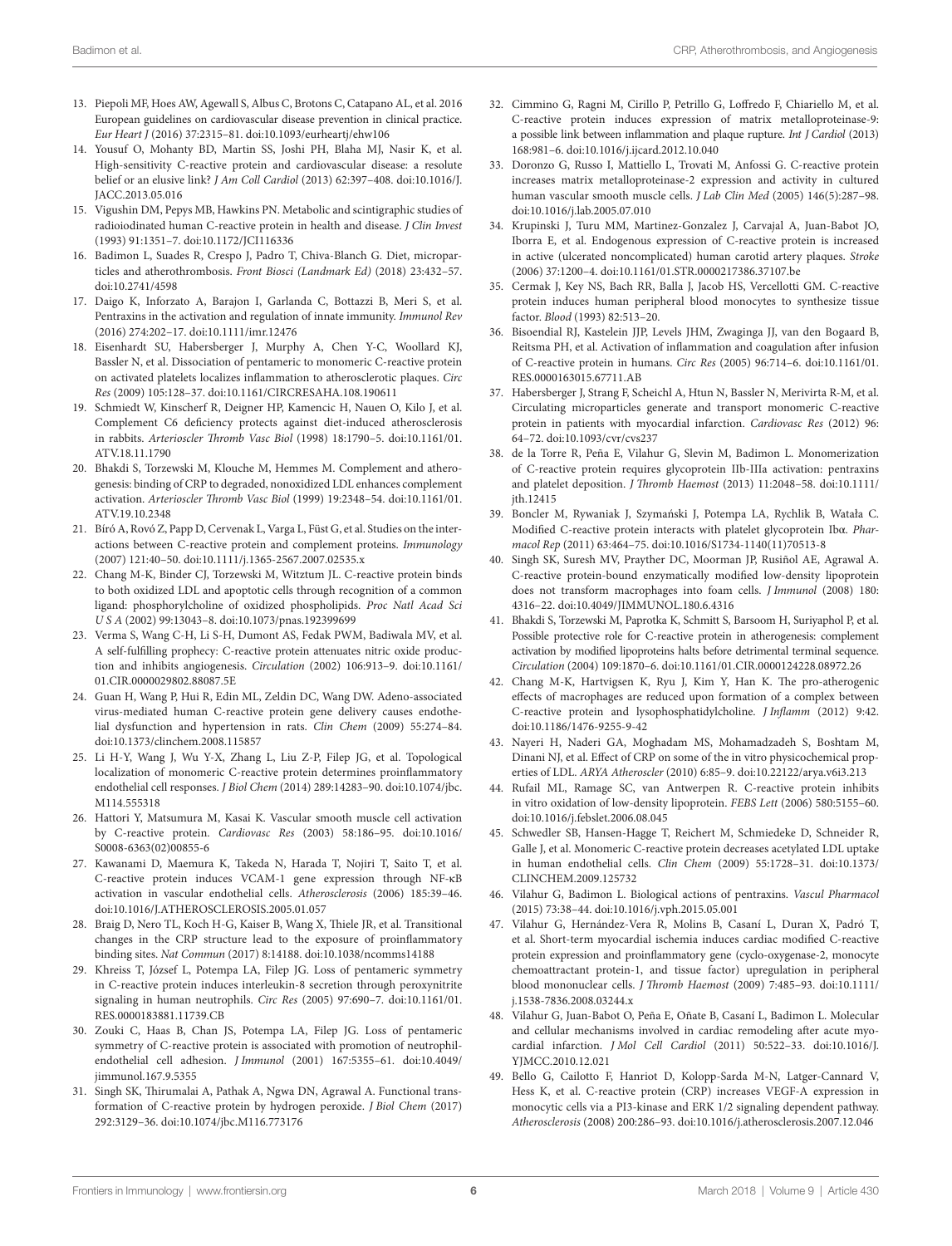13. Piepoli MF, Hoes AW, Agewall S, Albus C, Brotons C, Catapano AL, et al. 2016 European guidelines on cardiovascular disease prevention in clinical practice. *Eur Heart J* (2016) 37:2315–81. doi:10.1093/eurheartj/ehw106
14. Yousuf O, Mohanty BD, Martin SS, Joshi PH, Blaha MJ, Nasir K, et al. High-sensitivity C-reactive protein and cardiovascular disease: a resolute belief or an elusive link? *J Am Coll Cardiol* (2013) 62:397–408. doi:10.1016/J.JACC.2013.05.016
15. Vigushin DM, Pepys MB, Hawkins PN. Metabolic and scintigraphic studies of radioiodinated human C-reactive protein in health and disease. *J Clin Invest* (1993) 91:1351–7. doi:10.1172/JCI116336
16. Badimon L, Suades R, Crespo J, Padro T, Chiva-Blanch G. Diet, microparticles and atherothrombosis. *Front Biosci (Landmark Ed)* (2018) 23:432–57. doi:10.2741/4598
17. Daigo K, Inforzato A, Barajon I, Garlanda C, Bottazzi B, Meri S, et al. Pentraxins in the activation and regulation of innate immunity. *Immunol Rev* (2016) 274:202–17. doi:10.1111/imr.12476
18. Eisenhardt SU, Habersberger J, Murphy A, Chen Y-C, Woollard KJ, Bassler N, et al. Dissociation of pentameric to monomeric C-reactive protein on activated platelets localizes inflammation to atherosclerotic plaques. *Circ Res* (2009) 105:128–37. doi:10.1161/CIRCRESAHA.108.190611
19. Schmiedt W, Kinscherf R, Deigner HP, Kamencic H, Nauen O, Kilo J, et al. Complement C6 deficiency protects against diet-induced atherosclerosis in rabbits. *Arterioscler Thromb Vasc Biol* (1998) 18:1790–5. doi:10.1161/01.ATV.18.11.1790
20. Bhakdi S, Torzewski M, Klouche M, Hemmes M. Complement and atherogenesis: binding of CRP to degraded, nonoxidized LDL enhances complement activation. *Arterioscler Thromb Vasc Biol* (1999) 19:2348–54. doi:10.1161/01.ATV.19.10.2348
21. Bíró A, Rovó Z, Papp D, Cervenak L, Varga L, Füst G, et al. Studies on the interactions between C-reactive protein and complement proteins. *Immunology* (2007) 121:40–50. doi:10.1111/j.1365-2567.2007.02535.x
22. Chang M-K, Binder CJ, Torzewski M, Witztum JL. C-reactive protein binds to both oxidized LDL and apoptotic cells through recognition of a common ligand: phosphorylcholine of oxidized phospholipids. *Proc Natl Acad Sci U S A* (2002) 99:13043–8. doi:10.1073/pnas.192399699
23. Verma S, Wang C-H, Li S-H, Dumont AS, Fedak PWM, Badiwala MV, et al. A self-fulfilling prophecy: C-reactive protein attenuates nitric oxide production and inhibits angiogenesis. *Circulation* (2002) 106:913–9. doi:10.1161/01.CIR.0000029802.88087.5E
24. Guan H, Wang P, Hui R, Edin ML, Zeldin DC, Wang DW. Adeno-associated virus-mediated human C-reactive protein gene delivery causes endothelial dysfunction and hypertension in rats. *Clin Chem* (2009) 55:274–84. doi:10.1373/clinchem.2008.115857
25. Li H-Y, Wang J, Wu Y-X, Zhang L, Liu Z-P, Filep JG, et al. Topological localization of monomeric C-reactive protein determines proinflammatory endothelial cell responses. *J Biol Chem* (2014) 289:14283–90. doi:10.1074/jbc.M114.555318
26. Hattori Y, Matsumura M, Kasai K. Vascular smooth muscle cell activation by C-reactive protein. *Cardiovasc Res* (2003) 58:186–95. doi:10.1016/S0008-6363(02)00855-6
27. Kawanami D, Maemura K, Takeda N, Harada T, Nojiri T, Saito T, et al. C-reactive protein induces VCAM-1 gene expression through NF-κB activation in vascular endothelial cells. *Atherosclerosis* (2006) 185:39–46. doi:10.1016/J.ATHEROSCLEROSIS.2005.01.057
28. Braig D, Nero TL, Koch H-G, Kaiser B, Wang X, Thiele JR, et al. Transitional changes in the CRP structure lead to the exposure of proinflammatory binding sites. *Nat Commun* (2017) 8:14188. doi:10.1038/ncomms14188
29. Khreiss T, József L, Potempa LA, Filep JG. Loss of pentameric symmetry in C-reactive protein induces interleukin-8 secretion through peroxynitrite signaling in human neutrophils. *Circ Res* (2005) 97:690–7. doi:10.1161/01.RES.0000183881.11739.CB
30. Zouki C, Haas B, Chan JS, Potempa LA, Filep JG. Loss of pentameric symmetry of C-reactive protein is associated with promotion of neutrophil-endothelial cell adhesion. *J Immunol* (2001) 167:5355–61. doi:10.4049/jimmunol.167.9.5355
31. Singh SK, Thirumalai A, Pathak A, Ngwa DN, Agrawal A. Functional transformation of C-reactive protein by hydrogen peroxide. *J Biol Chem* (2017) 292:3129–36. doi:10.1074/jbc.M116.773176
32. Cimmino G, Ragni M, Cirillo P, Petrillo G, Loffredo F, Chiariello M, et al. C-reactive protein induces expression of matrix metalloproteinase-9: a possible link between inflammation and plaque rupture. *Int J Cardiol* (2013) 168:981–6. doi:10.1016/j.ijcard.2012.10.040
33. Doronzo G, Russo I, Mattiello L, Trovati M, Anfossi G. C-reactive protein increases matrix metalloproteinase-2 expression and activity in cultured human vascular smooth muscle cells. *J Lab Clin Med* (2005) 146(5):287–98. doi:10.1016/j.lab.2005.07.010
34. Krupinski J, Turu MM, Martinez-Gonzalez J, Carvajal A, Juan-Babot JO, Iborra E, et al. Endogenous expression of C-reactive protein is increased in active (ulcerated noncomplicated) human carotid artery plaques. *Stroke* (2006) 37:1200–4. doi:10.1161/01.STR.0000217386.37107.be
35. Cermak J, Key NS, Bach RR, Balla J, Jacob HS, Vercellotti GM. C-reactive protein induces human peripheral blood monocytes to synthesize tissue factor. *Blood* (1993) 82:513–20.
36. Bisoendial RJ, Kastelein JJP, Levels JHM, Zwaginga JJ, van den Bogaard B, Reitsma PH, et al. Activation of inflammation and coagulation after infusion of C-reactive protein in humans. *Circ Res* (2005) 96:714–6. doi:10.1161/01.RES.0000163015.67711.AB
37. Habersberger J, Strang F, Scheichl A, Htun N, Bassler N, Merivirta R-M, et al. Circulating microparticles generate and transport monomeric C-reactive protein in patients with myocardial infarction. *Cardiovasc Res* (2012) 96:64–72. doi:10.1093/cvr/cvs237
38. de la Torre R, Peña E, Vilahur G, Slevin M, Badimon L. Monomerization of C-reactive protein requires glycoprotein IIb-IIIa activation: pentraxins and platelet deposition. *J Thromb Haemost* (2013) 11:2048–58. doi:10.1111/jth.12415
39. Boncler M, Rywaniak J, Szymański J, Potempa LA, Rychlik B, Watała C. Modified C-reactive protein interacts with platelet glycoprotein Ibα. *Pharmacol Rep* (2011) 63:464–75. doi:10.1016/S1734-1140(11)70513-8
40. Singh SK, Suresh MV, Prayther DC, Moorman JP, Rusiñol AE, Agrawal A. C-reactive protein-bound enzymatically modified low-density lipoprotein does not transform macrophages into foam cells. *J Immunol* (2008) 180:4316–22. doi:10.4049/JIMMUNOL.180.6.4316
41. Bhakdi S, Torzewski M, Paprotka K, Schmitt S, Barsoom H, Suriyaphol P, et al. Possible protective role for C-reactive protein in atherogenesis: complement activation by modified lipoproteins halts before detrimental terminal sequence. *Circulation* (2004) 109:1870–6. doi:10.1161/01.CIR.0000124228.08972.26
42. Chang M-K, Hartvigsen K, Ryu J, Kim Y, Han K. The pro-atherogenic effects of macrophages are reduced upon formation of a complex between C-reactive protein and lysophosphatidylcholine. *J Inflamm* (2012) 9:42. doi:10.1186/1476-9255-9-42
43. Nayeri H, Naderi GA, Moghadam MS, Mohamadzadeh S, Boshtam M, Dinani NJ, et al. Effect of CRP on some of the in vitro physicochemical properties of LDL. *ARYA Atheroscler* (2010) 6:85–9. doi:10.22122/arya.v6i3.213
44. Rufail ML, Ramage SC, van Antwerpen R. C-reactive protein inhibits in vitro oxidation of low-density lipoprotein. *FEBS Lett* (2006) 580:5155–60. doi:10.1016/j.febslet.2006.08.045
45. Schwedler SB, Hansen-Hagge T, Reichert M, Schmiedeke D, Schneider R, Galle J, et al. Monomeric C-reactive protein decreases acetylated LDL uptake in human endothelial cells. *Clin Chem* (2009) 55:1728–31. doi:10.1373/CLINCHEM.2009.125732
46. Vilahur G, Badimon L. Biological actions of pentraxins. *Vascul Pharmacol* (2015) 73:38–44. doi:10.1016/j.vph.2015.05.001
47. Vilahur G, Hernández-Vera R, Molins B, Casaní L, Duran X, Padró T, et al. Short-term myocardial ischemia induces cardiac modified C-reactive protein expression and proinflammatory gene (cyclo-oxygenase-2, monocyte chemoattractant protein-1, and tissue factor) upregulation in peripheral blood mononuclear cells. *J Thromb Haemost* (2009) 7:485–93. doi:10.1111/j.1538-7836.2008.03244.x
48. Vilahur G, Juan-Babot O, Peña E, Oñate B, Casaní L, Badimon L. Molecular and cellular mechanisms involved in cardiac remodeling after acute myocardial infarction. *J Mol Cell Cardiol* (2011) 50:522–33. doi:10.1016/J.YJMCC.2010.12.021
49. Bello G, Cailotto F, Hanriot D, Kolopp-Sarda M-N, Latger-Cannard V, Hess K, et al. C-reactive protein (CRP) increases VEGF-A expression in monocytic cells via a PI3-kinase and ERK 1/2 signaling dependent pathway. *Atherosclerosis* (2008) 200:286–93. doi:10.1016/j.atherosclerosis.2007.12.046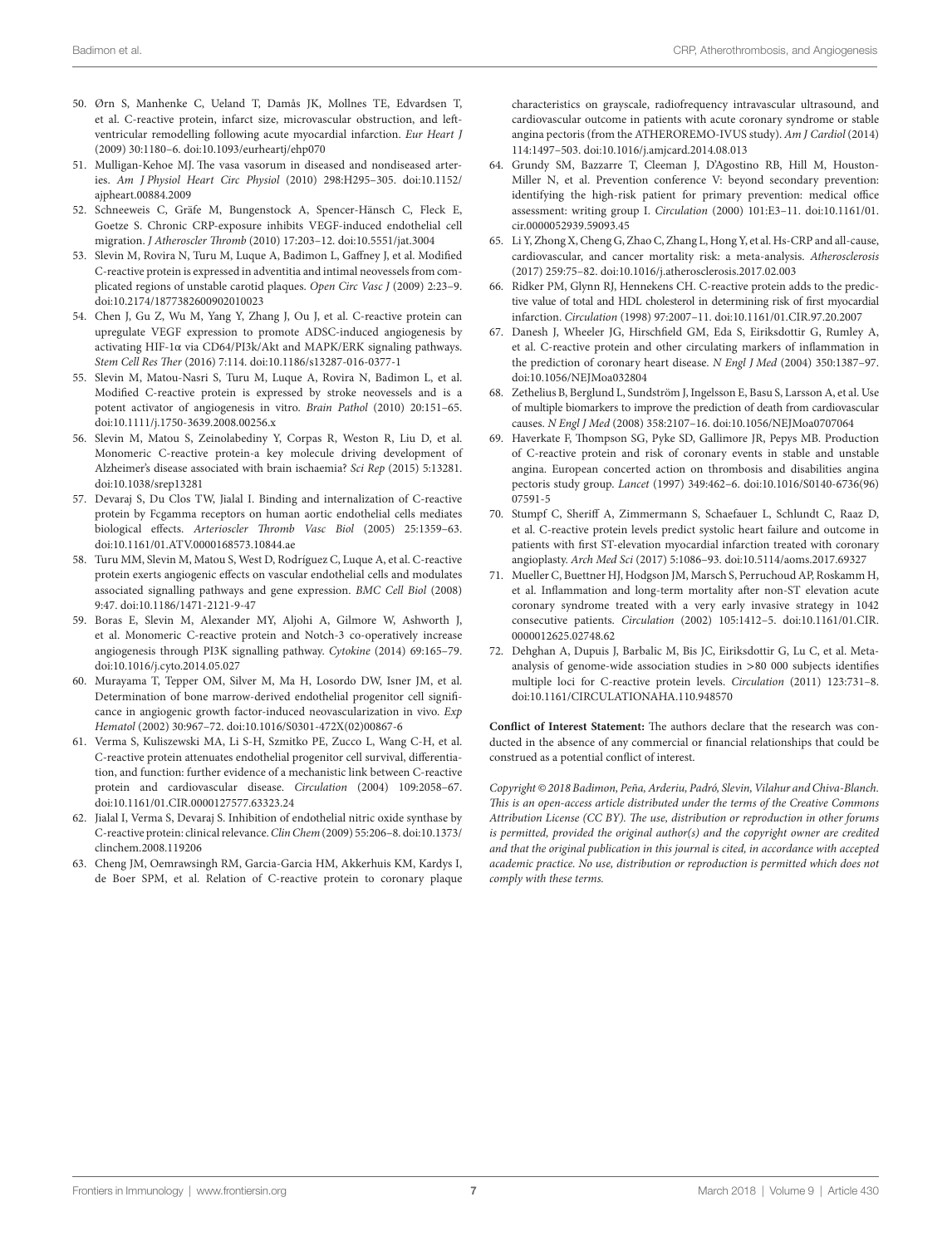50. Ørn S, Manhenke C, Ueland T, Damås JK, Mollnes TE, Edvardsen T, et al. C-reactive protein, infarct size, microvascular obstruction, and left-ventricular remodelling following acute myocardial infarction. *Eur Heart J* (2009) 30:1180–6. doi:10.1093/eurheartj/ehp070
51. Mulligan-Kehoe MJ. The vasa vasorum in diseased and nondiseased arteries. *Am J Physiol Heart Circ Physiol* (2010) 298:H295–305. doi:10.1152/ajpheart.00884.2009
52. Schneeweis C, Gräfe M, Bungenstock A, Spencer-Hänsch C, Fleck E, Goetze S. Chronic CRP-exposure inhibits VEGF-induced endothelial cell migration. *J Atheroscler Thromb* (2010) 17:203–12. doi:10.5551/jat.3004
53. Slevin M, Rovira N, Turu M, Luque A, Badimon L, Gaffney J, et al. Modified C-reactive protein is expressed in adventitia and intimal neovessels from complicated regions of unstable carotid plaques. *Open Circ Vasc J* (2009) 2:23–9. doi:10.2174/1877382600902010023
54. Chen J, Gu Z, Wu M, Yang Y, Zhang J, Ou J, et al. C-reactive protein can upregulate VEGF expression to promote ADSC-induced angiogenesis by activating HIF-1α via CD64/PI3k/Akt and MAPK/ERK signaling pathways. *Stem Cell Res Ther* (2016) 7:114. doi:10.1186/s13287-016-0377-1
55. Slevin M, Matou-Nasri S, Turu M, Luque A, Rovira N, Badimon L, et al. Modified C-reactive protein is expressed by stroke neovessels and is a potent activator of angiogenesis in vitro. *Brain Pathol* (2010) 20:151–65. doi:10.1111/j.1750-3639.2008.00256.x
56. Slevin M, Matou S, Zeinolabediny Y, Corpas R, Weston R, Liu D, et al. Monomeric C-reactive protein-a key molecule driving development of Alzheimer's disease associated with brain ischaemia? *Sci Rep* (2015) 5:13281. doi:10.1038/srep13281
57. Devaraj S, Du Clos TW, Jialal I. Binding and internalization of C-reactive protein by Fcgamma receptors on human aortic endothelial cells mediates biological effects. *Arterioscler Thromb Vasc Biol* (2005) 25:1359–63. doi:10.1161/01.ATV.0000168573.10844.ae
58. Turu MM, Slevin M, Matou S, West D, Rodríguez C, Luque A, et al. C-reactive protein exerts angiogenic effects on vascular endothelial cells and modulates associated signalling pathways and gene expression. *BMC Cell Biol* (2008) 9:47. doi:10.1186/1471-2121-9-47
59. Boras E, Slevin M, Alexander MY, Aljohi A, Gilmore W, Ashworth J, et al. Monomeric C-reactive protein and Notch-3 co-operatively increase angiogenesis through PI3K signalling pathway. *Cytokine* (2014) 69:165–79. doi:10.1016/j.cyto.2014.05.027
60. Murayama T, Tepper OM, Silver M, Ma H, Losordo DW, Isner JM, et al. Determination of bone marrow-derived endothelial progenitor cell significance in angiogenic growth factor-induced neovascularization in vivo. *Exp Hematol* (2002) 30:967–72. doi:10.1016/S0301-472X(02)00867-6
61. Verma S, Kuliszewski MA, Li S-H, Szmitko PE, Zucco L, Wang C-H, et al. C-reactive protein attenuates endothelial progenitor cell survival, differentiation, and function: further evidence of a mechanistic link between C-reactive protein and cardiovascular disease. *Circulation* (2004) 109:2058–67. doi:10.1161/01.CIR.0000127577.63323.24
62. Jialal I, Verma S, Devaraj S. Inhibition of endothelial nitric oxide synthase by C-reactive protein: clinical relevance. *Clin Chem* (2009) 55:206–8. doi:10.1373/clinchem.2008.119206
63. Cheng JM, Oemrawsingh RM, Garcia-Garcia HM, Akkerhuis KM, Kardys I, de Boer SPM, et al. Relation of C-reactive protein to coronary plaque characteristics on grayscale, radiofrequency intravascular ultrasound, and cardiovascular outcome in patients with acute coronary syndrome or stable angina pectoris (from the ATHEROREMO-IVUS study). *Am J Cardiol* (2014) 114:1497–503. doi:10.1016/j.amjcard.2014.08.013
64. Grundy SM, Bazzarre T, Cleeman J, D'Agostino RB, Hill M, Houston-Miller N, et al. Prevention conference V: beyond secondary prevention: identifying the high-risk patient for primary prevention: medical office assessment: writing group I. *Circulation* (2000) 101:E3–11. doi:10.1161/01.cir.0000052939.59093.45
65. Li Y, Zhong X, Cheng G, Zhao C, Zhang L, Hong Y, et al. Hs-CRP and all-cause, cardiovascular, and cancer mortality risk: a meta-analysis. *Atherosclerosis* (2017) 259:75–82. doi:10.1016/j.atherosclerosis.2017.02.003
66. Ridker PM, Glynn RJ, Hennekens CH. C-reactive protein adds to the predictive value of total and HDL cholesterol in determining risk of first myocardial infarction. *Circulation* (1998) 97:2007–11. doi:10.1161/01.CIR.97.20.2007
67. Danesh J, Wheeler JG, Hirschfield GM, Eda S, Eiriksdottir G, Rumley A, et al. C-reactive protein and other circulating markers of inflammation in the prediction of coronary heart disease. *N Engl J Med* (2004) 350:1387–97. doi:10.1056/NEJMoa032804
68. Zethelius B, Berglund L, Sundström J, Ingelsson E, Basu S, Larsson A, et al. Use of multiple biomarkers to improve the prediction of death from cardiovascular causes. *N Engl J Med* (2008) 358:2107–16. doi:10.1056/NEJMoa0707064
69. Haverkate F, Thompson SG, Pyke SD, Gallimore JR, Pepys MB. Production of C-reactive protein and risk of coronary events in stable and unstable angina. European concerted action on thrombosis and disabilities angina pectoris study group. *Lancet* (1997) 349:462–6. doi:10.1016/S0140-6736(96)07591-5
70. Stumpf C, Sheriff A, Zimmermann S, Schaefauer L, Schlundt C, Raaz D, et al. C-reactive protein levels predict systolic heart failure and outcome in patients with first ST-elevation myocardial infarction treated with coronary angioplasty. *Arch Med Sci* (2017) 5:1086–93. doi:10.5114/aoms.2017.69327
71. Mueller C, Buettner HJ, Hodgson JM, Marsch S, Perruchoud AP, Roskamm H, et al. Inflammation and long-term mortality after non-ST elevation acute coronary syndrome treated with a very early invasive strategy in 1042 consecutive patients. *Circulation* (2002) 105:1412–5. doi:10.1161/01.CIR.0000012625.02748.62
72. Dehghan A, Dupuis J, Barbalic M, Bis JC, Eiriksdottir G, Lu C, et al. Meta-analysis of genome-wide association studies in >80 000 subjects identifies multiple loci for C-reactive protein levels. *Circulation* (2011) 123:731–8. doi:10.1161/CIRCULATIONAHA.110.948570

**Conflict of Interest Statement:** The authors declare that the research was conducted in the absence of any commercial or financial relationships that could be construed as a potential conflict of interest.

*Copyright © 2018 Badimon, Peña, Arderiu, Padró, Slevin, Vilahur and Chiva-Blanch. This is an open-access article distributed under the terms of the Creative Commons Attribution License (CC BY). The use, distribution or reproduction in other forums is permitted, provided the original author(s) and the copyright owner are credited and that the original publication in this journal is cited, in accordance with accepted academic practice. No use, distribution or reproduction is permitted which does not comply with these terms.*